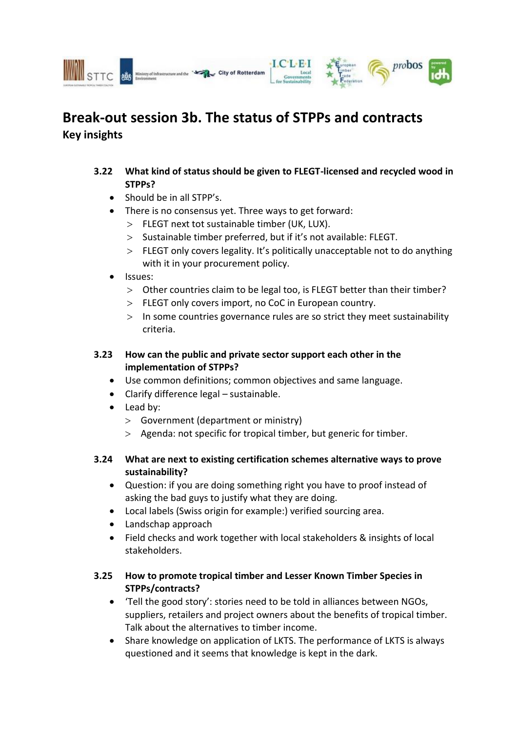# Break-out session 3b. The status of STPPs and contracts

## Key insights

### 3.22 What kind of status should be given to FLEGT-licensed and recycled wood in STPPs?

- Should be in all STPP's.
- There is no consensus yet. Three ways to get forward:
  - > FLEGT next tot sustainable timber (UK, LUX).
  - > Sustainable timber preferred, but if it's not available: FLEGT.
  - > FLEGT only covers legality. It's politically unacceptable not to do anything with it in your procurement policy.
- Issues:
  - > Other countries claim to be legal too, is FLEGT better than their timber?
  - > FLEGT only covers import, no CoC in European country.
  - > In some countries governance rules are so strict they meet sustainability criteria.

### 3.23 How can the public and private sector support each other in the implementation of STPPs?

- Use common definitions; common objectives and same language.
- Clarify difference legal – sustainable.
- Lead by:
  - > Government (department or ministry)
  - > Agenda: not specific for tropical timber, but generic for timber.

### 3.24 What are next to existing certification schemes alternative ways to prove sustainability?

- Question: if you are doing something right you have to proof instead of asking the bad guys to justify what they are doing.
- Local labels (Swiss origin for example:) verified sourcing area.
- Landschap approach
- Field checks and work together with local stakeholders & insights of local stakeholders.

### 3.25 How to promote tropical timber and Lesser Known Timber Species in STPPs/contracts?

- 'Tell the good story': stories need to be told in alliances between NGOs, suppliers, retailers and project owners about the benefits of tropical timber. Talk about the alternatives to timber income.
- Share knowledge on application of LKTS. The performance of LKTS is always questioned and it seems that knowledge is kept in the dark.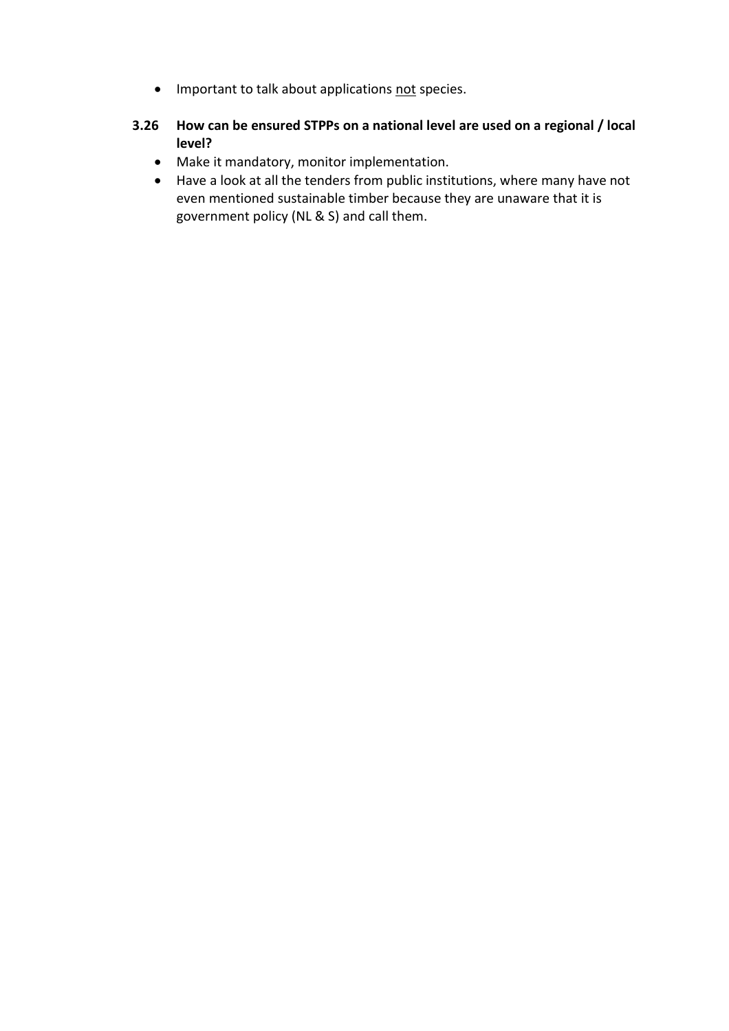- Important to talk about applications <u>not</u> species.

### 3.26 How can be ensured STPPs on a national level are used on a regional / local level?

- Make it mandatory, monitor implementation.
- Have a look at all the tenders from public institutions, where many have not even mentioned sustainable timber because they are unaware that it is government policy (NL & S) and call them.